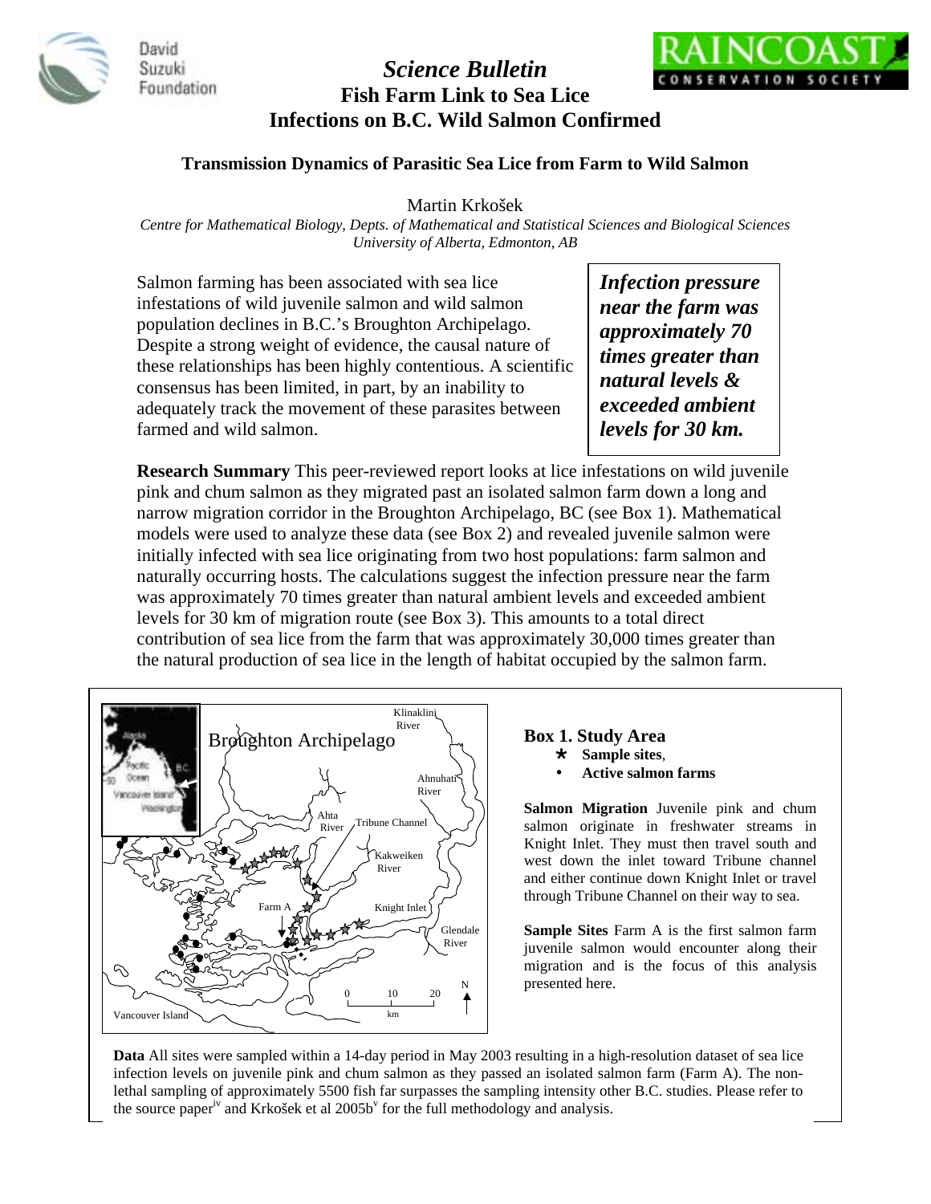# *Science Bulletin*

# Fish Farm Link to Sea Lice Infections on B.C. Wild Salmon Confirmed

### Transmission Dynamics of Parasitic Sea Lice from Farm to Wild Salmon

Martin Krkošek

*Centre for Mathematical Biology, Depts. of Mathematical and Statistical Sciences and Biological Sciences University of Alberta, Edmonton, AB*

Salmon farming has been associated with sea lice infestations of wild juvenile salmon and wild salmon population declines in B.C.'s Broughton Archipelago. Despite a strong weight of evidence, the causal nature of these relationships has been highly contentious. A scientific consensus has been limited, in part, by an inability to adequately track the movement of these parasites between farmed and wild salmon.

> ***Infection pressure near the farm was approximately 70 times greater than natural levels & exceeded ambient levels for 30 km.***

**Research Summary** This peer-reviewed report looks at lice infestations on wild juvenile pink and chum salmon as they migrated past an isolated salmon farm down a long and narrow migration corridor in the Broughton Archipelago, BC (see Box 1). Mathematical models were used to analyze these data (see Box 2) and revealed juvenile salmon were initially infected with sea lice originating from two host populations: farm salmon and naturally occurring hosts. The calculations suggest the infection pressure near the farm was approximately 70 times greater than natural ambient levels and exceeded ambient levels for 30 km of migration route (see Box 3). This amounts to a total direct contribution of sea lice from the farm that was approximately 30,000 times greater than the natural production of sea lice in the length of habitat occupied by the salmon farm.

**Box 1. Study Area**

- ★ **Sample sites**,
- • **Active salmon farms**

**Salmon Migration** Juvenile pink and chum salmon originate in freshwater streams in Knight Inlet. They must then travel south and west down the inlet toward Tribune channel and either continue down Knight Inlet or travel through Tribune Channel on their way to sea.

**Sample Sites** Farm A is the first salmon farm juvenile salmon would encounter along their migration and is the focus of this analysis presented here.

**Data** All sites were sampled within a 14-day period in May 2003 resulting in a high-resolution dataset of sea lice infection levels on juvenile pink and chum salmon as they passed an isolated salmon farm (Farm A). The non-lethal sampling of approximately 5500 fish far surpasses the sampling intensity other B.C. studies. Please refer to the source paper[iv] and Krkošek et al 2005b[v] for the full methodology and analysis.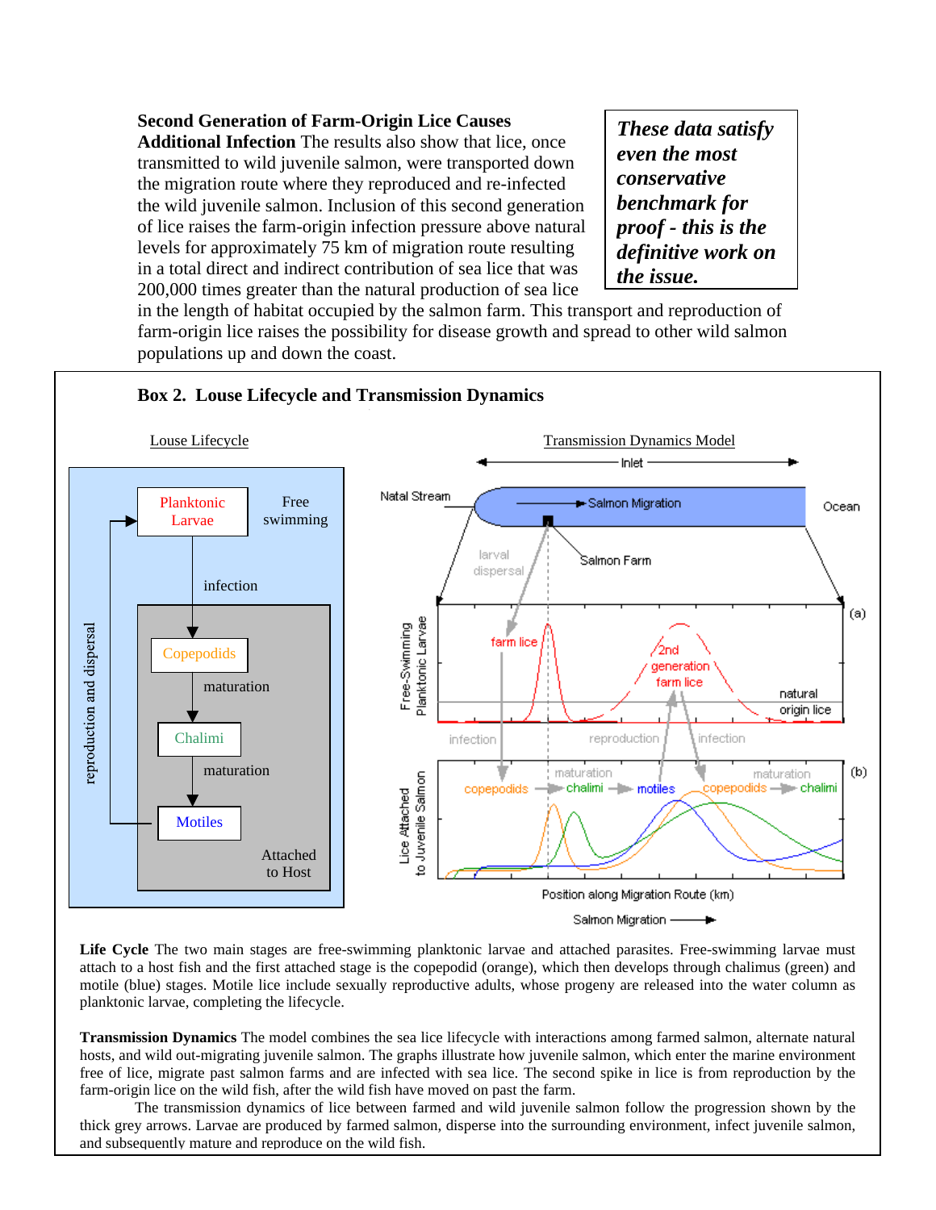**Second Generation of Farm-Origin Lice Causes Additional Infection** The results also show that lice, once transmitted to wild juvenile salmon, were transported down the migration route where they reproduced and re-infected the wild juvenile salmon. Inclusion of this second generation of lice raises the farm-origin infection pressure above natural levels for approximately 75 km of migration route resulting in a total direct and indirect contribution of sea lice that was 200,000 times greater than the natural production of sea lice in the length of habitat occupied by the salmon farm. This transport and reproduction of farm-origin lice raises the possibility for disease growth and spread to other wild salmon populations up and down the coast.

> ***These data satisfy even the most conservative benchmark for proof - this is the definitive work on the issue.***

### Box 2. Louse Lifecycle and Transmission Dynamics

Louse Lifecycle

Transmission Dynamics Model

**Life Cycle** The two main stages are free-swimming planktonic larvae and attached parasites. Free-swimming larvae must attach to a host fish and the first attached stage is the copepodid (orange), which then develops through chalimus (green) and motile (blue) stages. Motile lice include sexually reproductive adults, whose progeny are released into the water column as planktonic larvae, completing the lifecycle.

**Transmission Dynamics** The model combines the sea lice lifecycle with interactions among farmed salmon, alternate natural hosts, and wild out-migrating juvenile salmon. The graphs illustrate how juvenile salmon, which enter the marine environment free of lice, migrate past salmon farms and are infected with sea lice. The second spike in lice is from reproduction by the farm-origin lice on the wild fish, after the wild fish have moved on past the farm.

The transmission dynamics of lice between farmed and wild juvenile salmon follow the progression shown by the thick grey arrows. Larvae are produced by farmed salmon, disperse into the surrounding environment, infect juvenile salmon, and subsequently mature and reproduce on the wild fish.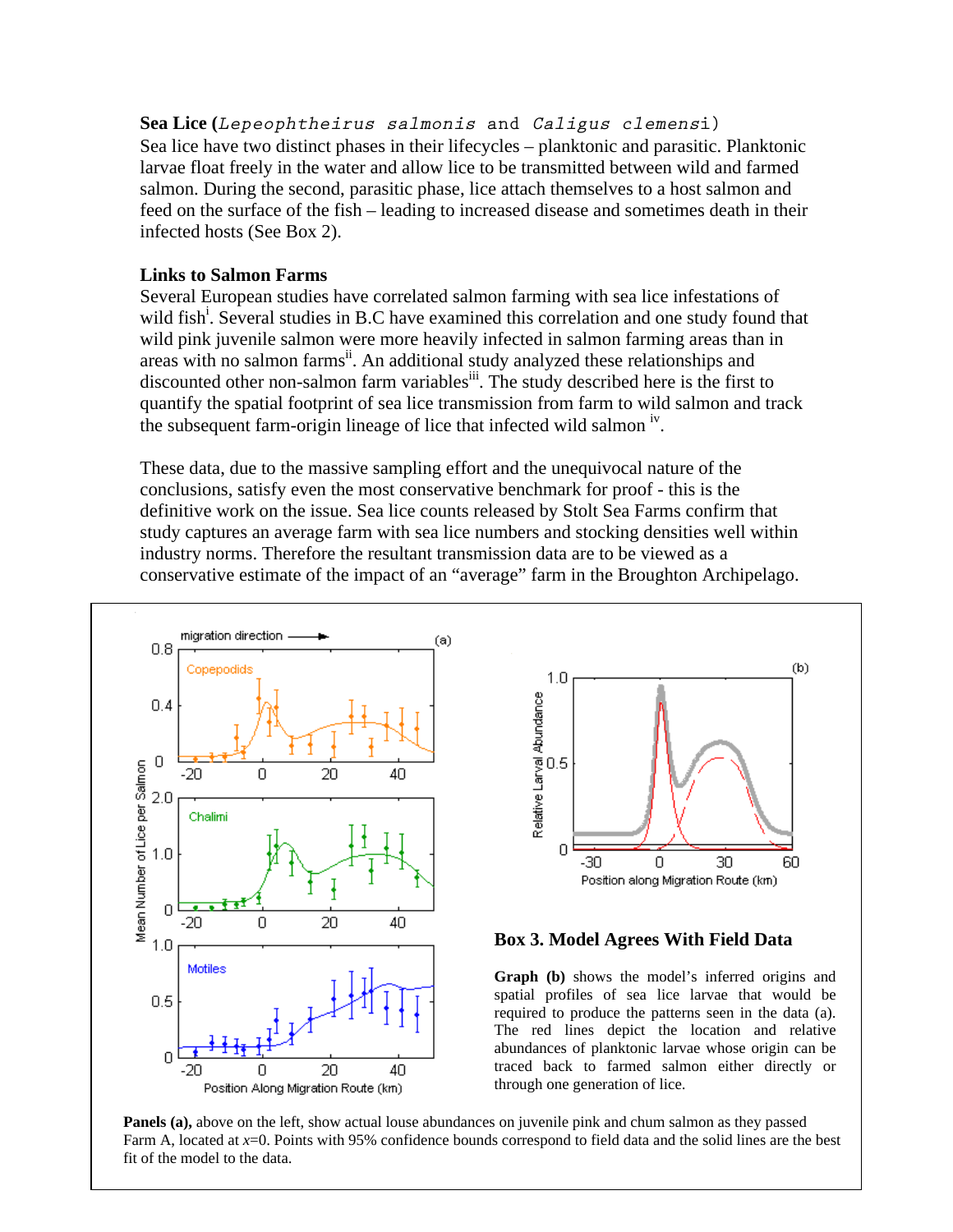**Sea Lice (*Lepeophtheirus salmonis* and *Caligus clemensi*)**
Sea lice have two distinct phases in their lifecycles – planktonic and parasitic. Planktonic larvae float freely in the water and allow lice to be transmitted between wild and farmed salmon. During the second, parasitic phase, lice attach themselves to a host salmon and feed on the surface of the fish – leading to increased disease and sometimes death in their infected hosts (See Box 2).

**Links to Salmon Farms**
Several European studies have correlated salmon farming with sea lice infestations of wild fish[i]. Several studies in B.C have examined this correlation and one study found that wild pink juvenile salmon were more heavily infected in salmon farming areas than in areas with no salmon farms[ii]. An additional study analyzed these relationships and discounted other non-salmon farm variables[iii]. The study described here is the first to quantify the spatial footprint of sea lice transmission from farm to wild salmon and track the subsequent farm-origin lineage of lice that infected wild salmon [iv].

These data, due to the massive sampling effort and the unequivocal nature of the conclusions, satisfy even the most conservative benchmark for proof - this is the definitive work on the issue. Sea lice counts released by Stolt Sea Farms confirm that study captures an average farm with sea lice numbers and stocking densities well within industry norms. Therefore the resultant transmission data are to be viewed as a conservative estimate of the impact of an "average" farm in the Broughton Archipelago.

**Box 3. Model Agrees With Field Data**

**Graph (b)** shows the model's inferred origins and spatial profiles of sea lice larvae that would be required to produce the patterns seen in the data (a). The red lines depict the location and relative abundances of planktonic larvae whose origin can be traced back to farmed salmon either directly or through one generation of lice.

**Panels (a),** above on the left, show actual louse abundances on juvenile pink and chum salmon as they passed Farm A, located at $x$=0. Points with 95% confidence bounds correspond to field data and the solid lines are the best fit of the model to the data.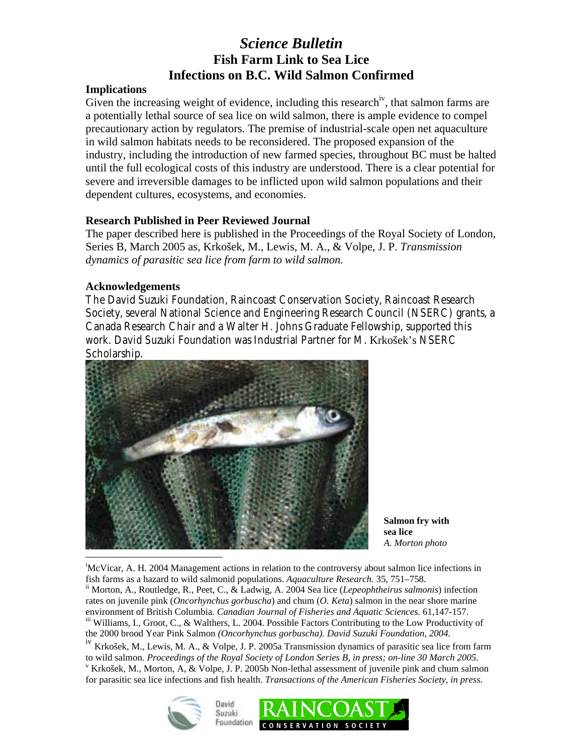# *Science Bulletin*
# Fish Farm Link to Sea Lice Infections on B.C. Wild Salmon Confirmed

## Implications

Given the increasing weight of evidence, including this research[iv], that salmon farms are a potentially lethal source of sea lice on wild salmon, there is ample evidence to compel precautionary action by regulators. The premise of industrial-scale open net aquaculture in wild salmon habitats needs to be reconsidered. The proposed expansion of the industry, including the introduction of new farmed species, throughout BC must be halted until the full ecological costs of this industry are understood. There is a clear potential for severe and irreversible damages to be inflicted upon wild salmon populations and their dependent cultures, ecosystems, and economies.

## Research Published in Peer Reviewed Journal

The paper described here is published in the Proceedings of the Royal Society of London, Series B, March 2005 as, Krkošek, M., Lewis, M. A., & Volpe, J. P. *Transmission dynamics of parasitic sea lice from farm to wild salmon.*

## Acknowledgements

The David Suzuki Foundation, Raincoast Conservation Society, Raincoast Research Society, several National Science and Engineering Research Council (NSERC) grants, a Canada Research Chair and a Walter H. Johns Graduate Fellowship, supported this work. David Suzuki Foundation was Industrial Partner for M. Krkošek's NSERC Scholarship.

**Salmon fry with sea lice**
*A. Morton photo*

---

[i] McVicar, A. H. 2004 Management actions in relation to the controversy about salmon lice infections in fish farms as a hazard to wild salmonid populations. *Aquaculture Research*. 35, 751–758.

[ii] Morton, A., Routledge, R., Peet, C., & Ladwig, A. 2004 Sea lice (*Lepeophtheirus salmonis*) infection rates on juvenile pink (*Oncorhynchus gorbuscha*) and chum (*O. Keta*) salmon in the near shore marine environment of British Columbia. *Canadian Journal of Fisheries and Aquatic Sciences.* 61,147-157.

[iii] Williams, I., Groot, C., & Walthers, L. 2004. Possible Factors Contributing to the Low Productivity of the 2000 brood Year Pink Salmon *(Oncorhynchus gorbuscha). David Suzuki Foundation, 2004.*

[iv] Krkošek, M., Lewis, M. A., & Volpe, J. P. 2005a Transmission dynamics of parasitic sea lice from farm to wild salmon. *Proceedings of the Royal Society of London Series B, in press; on-line 30 March 2005.*

[v] Krkošek, M., Morton, A, & Volpe, J. P. 2005b Non-lethal assessment of juvenile pink and chum salmon for parasitic sea lice infections and fish health. *Transactions of the American Fisheries Society, in press.*

David Suzuki Foundation

RAINCOAST CONSERVATION SOCIETY